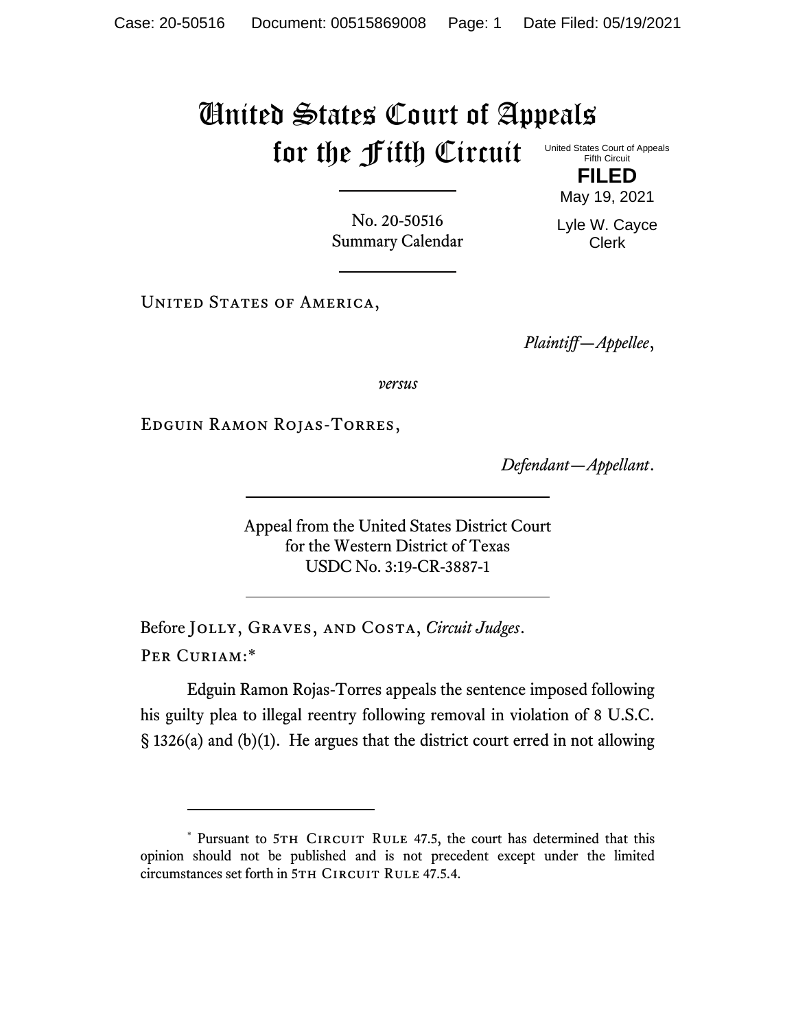# United States Court of Appeals for the Fifth Circuit

United States Court of Appeals
Fifth Circuit

**FILED**

May 19, 2021

Lyle W. Cayce
Clerk

No. 20-50516
Summary Calendar

United States of America,

*Plaintiff—Appellee*,

*versus*

Edguin Ramon Rojas-Torres,

*Defendant—Appellant*.

Appeal from the United States District Court
for the Western District of Texas
USDC No. 3:19-CR-3887-1

Before Jolly, Graves, and Costa, *Circuit Judges*.

Per Curiam:*

Edguin Ramon Rojas-Torres appeals the sentence imposed following his guilty plea to illegal reentry following removal in violation of 8 U.S.C. § 1326(a) and (b)(1). He argues that the district court erred in not allowing

---

\* Pursuant to 5th Circuit Rule 47.5, the court has determined that this opinion should not be published and is not precedent except under the limited circumstances set forth in 5th Circuit Rule 47.5.4.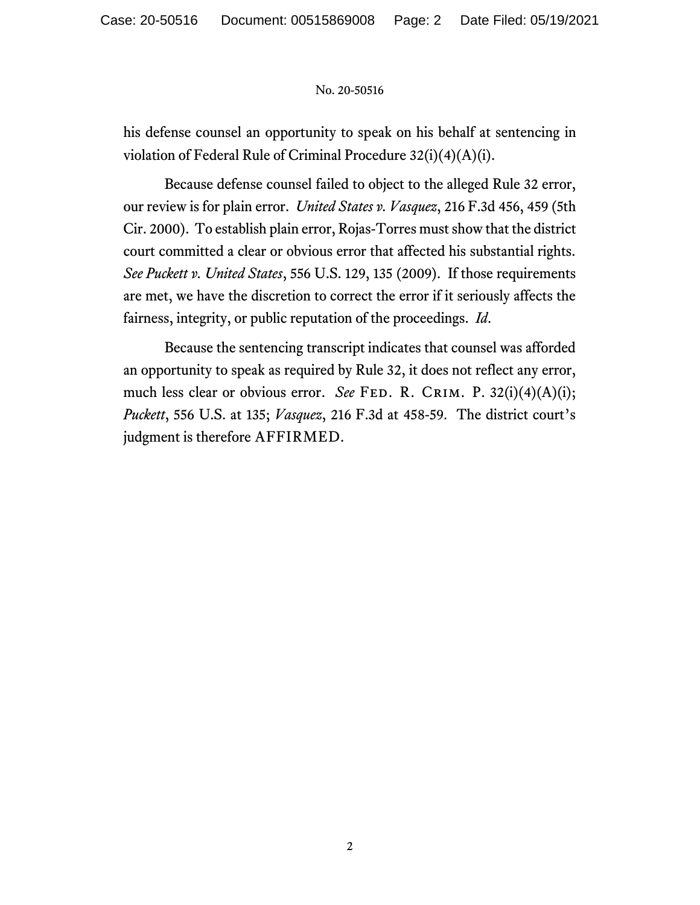his defense counsel an opportunity to speak on his behalf at sentencing in violation of Federal Rule of Criminal Procedure 32(i)(4)(A)(i).

Because defense counsel failed to object to the alleged Rule 32 error, our review is for plain error. *United States v. Vasquez*, 216 F.3d 456, 459 (5th Cir. 2000). To establish plain error, Rojas-Torres must show that the district court committed a clear or obvious error that affected his substantial rights. *See Puckett v. United States*, 556 U.S. 129, 135 (2009). If those requirements are met, we have the discretion to correct the error if it seriously affects the fairness, integrity, or public reputation of the proceedings. *Id*.

Because the sentencing transcript indicates that counsel was afforded an opportunity to speak as required by Rule 32, it does not reflect any error, much less clear or obvious error. *See* FED. R. CRIM. P. 32(i)(4)(A)(i); *Puckett*, 556 U.S. at 135; *Vasquez*, 216 F.3d at 458-59. The district court's judgment is therefore AFFIRMED.